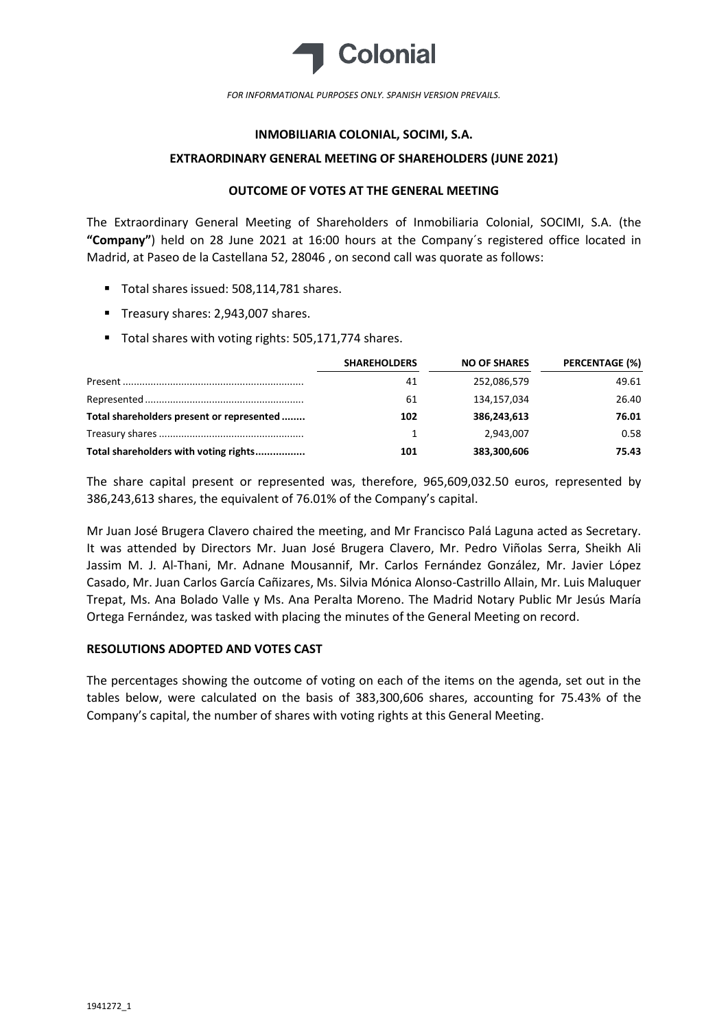Colonial

*FOR INFORMATIONAL PURPOSES ONLY. SPANISH VERSION PREVAILS.*

**INMOBILIARIA COLONIAL, SOCIMI, S.A.**

**EXTRAORDINARY GENERAL MEETING OF SHAREHOLDERS (JUNE 2021)**

**OUTCOME OF VOTES AT THE GENERAL MEETING**

The Extraordinary General Meeting of Shareholders of Inmobiliaria Colonial, SOCIMI, S.A. (the **"Company"**) held on 28 June 2021 at 16:00 hours at the Company´s registered office located in Madrid, at Paseo de la Castellana 52, 28046 , on second call was quorate as follows:

- Total shares issued: 508,114,781 shares.
- Treasury shares: 2,943,007 shares.
- Total shares with voting rights: 505,171,774 shares.

| | SHAREHOLDERS | NO OF SHARES | PERCENTAGE (%) |
|---|---|---|---|
| Present | 41 | 252,086,579 | 49.61 |
| Represented | 61 | 134,157,034 | 26.40 |
| **Total shareholders present or represented** | **102** | **386,243,613** | **76.01** |
| Treasury shares | 1 | 2,943,007 | 0.58 |
| **Total shareholders with voting rights** | **101** | **383,300,606** | **75.43** |

The share capital present or represented was, therefore, 965,609,032.50 euros, represented by 386,243,613 shares, the equivalent of 76.01% of the Company's capital.

Mr Juan José Brugera Clavero chaired the meeting, and Mr Francisco Palá Laguna acted as Secretary. It was attended by Directors Mr. Juan José Brugera Clavero, Mr. Pedro Viñolas Serra, Sheikh Ali Jassim M. J. Al-Thani, Mr. Adnane Mousannif, Mr. Carlos Fernández González, Mr. Javier López Casado, Mr. Juan Carlos García Cañizares, Ms. Silvia Mónica Alonso-Castrillo Allain, Mr. Luis Maluquer Trepat, Ms. Ana Bolado Valle y Ms. Ana Peralta Moreno. The Madrid Notary Public Mr Jesús María Ortega Fernández, was tasked with placing the minutes of the General Meeting on record.

**RESOLUTIONS ADOPTED AND VOTES CAST**

The percentages showing the outcome of voting on each of the items on the agenda, set out in the tables below, were calculated on the basis of 383,300,606 shares, accounting for 75.43% of the Company's capital, the number of shares with voting rights at this General Meeting.

1941272_1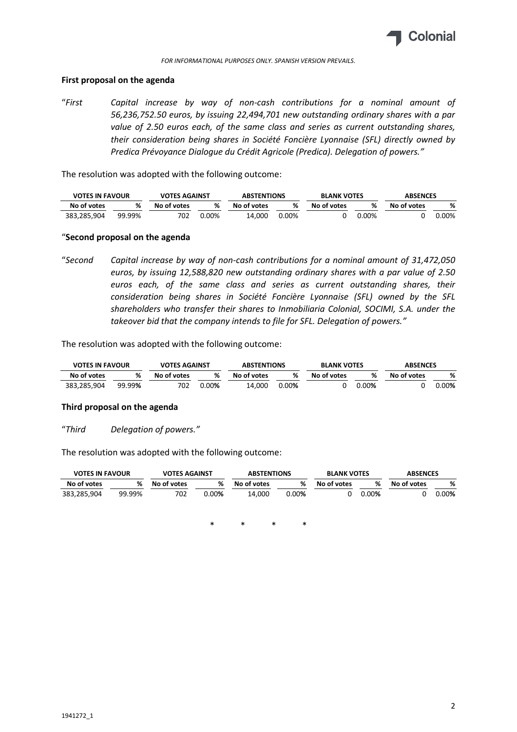*FOR INFORMATIONAL PURPOSES ONLY. SPANISH VERSION PREVAILS.*

**First proposal on the agenda**

"*First* *Capital increase by way of non-cash contributions for a nominal amount of 56,236,752.50 euros, by issuing 22,494,701 new outstanding ordinary shares with a par value of 2.50 euros each, of the same class and series as current outstanding shares, their consideration being shares in Société Foncière Lyonnaise (SFL) directly owned by Predica Prévoyance Dialogue du Crédit Agricole (Predica). Delegation of powers."*

The resolution was adopted with the following outcome:

| VOTES IN FAVOUR | | VOTES AGAINST | | ABSTENTIONS | | BLANK VOTES | | ABSENCES | |
|---|---|---|---|---|---|---|---|---|---|
| No of votes | % | No of votes | % | No of votes | % | No of votes | % | No of votes | % |
| 383,285,904 | 99.99% | 702 | 0.00% | 14,000 | 0.00% | 0 | 0.00% | 0 | 0.00% |

"**Second proposal on the agenda**

"*Second* *Capital increase by way of non-cash contributions for a nominal amount of 31,472,050 euros, by issuing 12,588,820 new outstanding ordinary shares with a par value of 2.50 euros each, of the same class and series as current outstanding shares, their consideration being shares in Société Foncière Lyonnaise (SFL) owned by the SFL shareholders who transfer their shares to Inmobiliaria Colonial, SOCIMI, S.A. under the takeover bid that the company intends to file for SFL. Delegation of powers."*

The resolution was adopted with the following outcome:

| VOTES IN FAVOUR | | VOTES AGAINST | | ABSTENTIONS | | BLANK VOTES | | ABSENCES | |
|---|---|---|---|---|---|---|---|---|---|
| No of votes | % | No of votes | % | No of votes | % | No of votes | % | No of votes | % |
| 383,285,904 | 99.99% | 702 | 0.00% | 14,000 | 0.00% | 0 | 0.00% | 0 | 0.00% |

**Third proposal on the agenda**

"*Third* *Delegation of powers."*

The resolution was adopted with the following outcome:

| VOTES IN FAVOUR | | VOTES AGAINST | | ABSTENTIONS | | BLANK VOTES | | ABSENCES | |
|---|---|---|---|---|---|---|---|---|---|
| No of votes | % | No of votes | % | No of votes | % | No of votes | % | No of votes | % |
| 383,285,904 | 99.99% | 702 | 0.00% | 14,000 | 0.00% | 0 | 0.00% | 0 | 0.00% |

\* \* \* \*

1941272_1